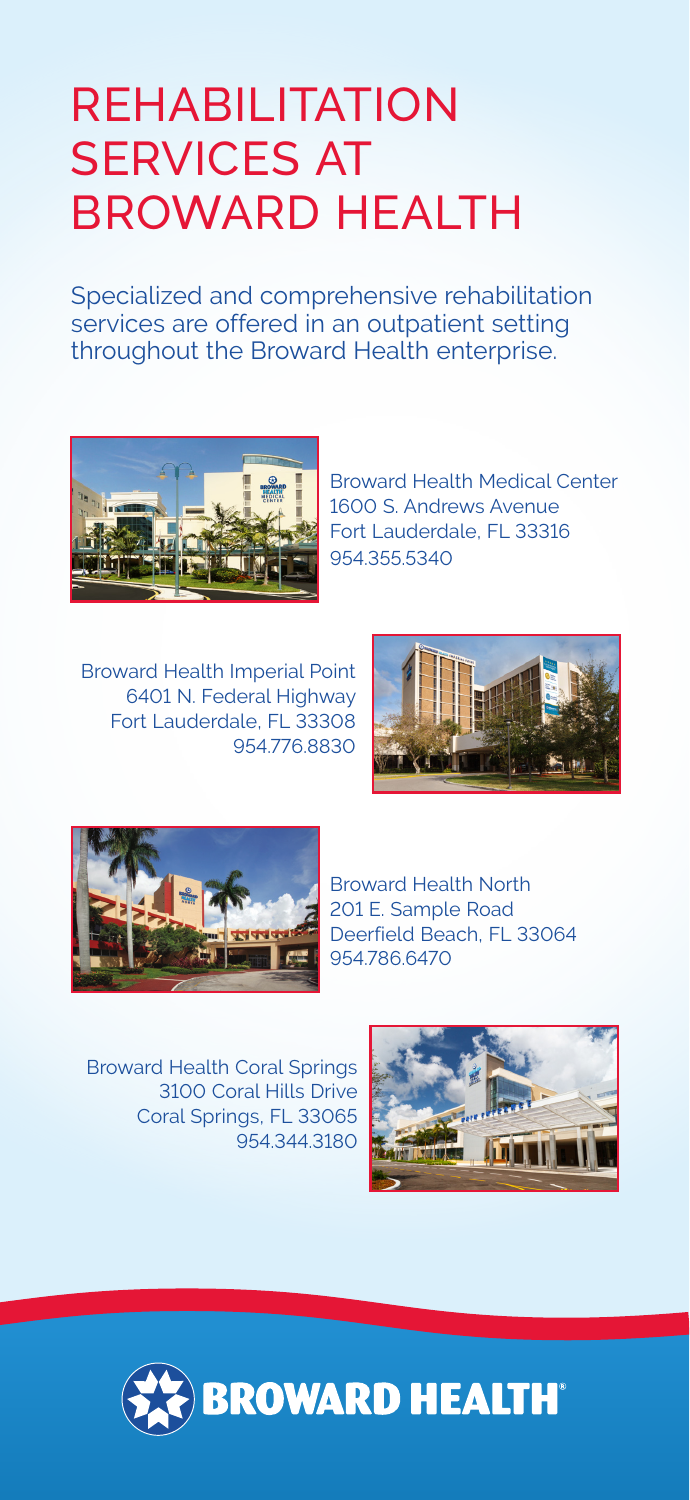# REHABILITATION SERVICES AT BROWARD HEALTH

Specialized and comprehensive rehabilitation services are offered in an outpatient setting throughout the Broward Health enterprise.

Broward Health Medical Center
1600 S. Andrews Avenue
Fort Lauderdale, FL 33316
954.355.5340

Broward Health Imperial Point
6401 N. Federal Highway
Fort Lauderdale, FL 33308
954.776.8830

Broward Health North
201 E. Sample Road
Deerfield Beach, FL 33064
954.786.6470

Broward Health Coral Springs
3100 Coral Hills Drive
Coral Springs, FL 33065
954.344.3180

BROWARD HEALTH®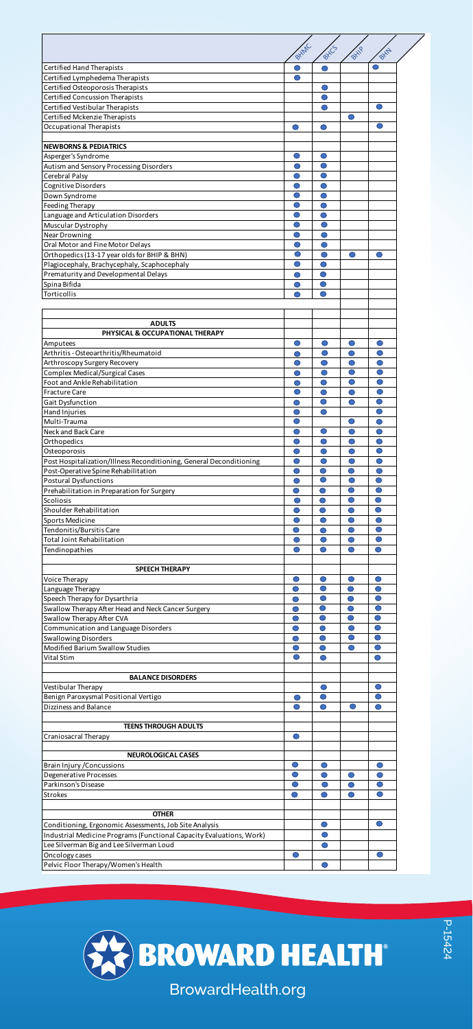| | BHMC | BHCS | BHIP | BHN |
|---|---|---|---|---|
| Certified Hand Therapists | ● | ● | | ● |
| Certified Lymphedema Therapists | ● | | | |
| Certified Osteoporosis Therapists | | ● | | |
| Certified Concussion Therapists | | ● | | |
| Certified Vestibular Therapists | | ● | | ● |
| Certified Mckenzie Therapists | | | ● | |
| Occupational Therapists | ● | ● | | ● |
| | | | | |
| **NEWBORNS & PEDIATRICS** | | | | |
| Asperger's Syndrome | ● | ● | | |
| Autism and Sensory Processing Disorders | ● | ● | | |
| Cerebral Palsy | ● | ● | | |
| Cognitive Disorders | ● | ● | | |
| Down Syndrome | ● | ● | | |
| Feeding Therapy | ● | ● | | |
| Language and Articulation Disorders | ● | ● | | |
| Muscular Dystrophy | ● | ● | | |
| Near Drowning | ● | ● | | |
| Oral Motor and Fine Motor Delays | ● | ● | | |
| Orthopedics (13-17 year olds for BHIP & BHN) | ● | ● | ● | ● |
| Plagiocephaly, Brachycephaly, Scaphocephaly | ● | ● | | |
| Prematurity and Developmental Delays | ● | ● | | |
| Spina Bifida | ● | ● | | |
| Torticollis | ● | ● | | |
| | | | | |
| **ADULTS** | | | | |
| **PHYSICAL & OCCUPATIONAL THERAPY** | | | | |
| Amputees | ● | ● | ● | ● |
| Arthritis - Osteoarthritis/Rheumatoid | ● | ● | ● | ● |
| Arthroscopy Surgery Recovery | ● | ● | ● | ● |
| Complex Medical/Surgical Cases | ● | ● | ● | ● |
| Foot and Ankle Rehabilitation | ● | ● | ● | ● |
| Fracture Care | ● | ● | ● | ● |
| Gait Dysfunction | ● | ● | ● | ● |
| Hand Injuries | ● | ● | | ● |
| Multi-Trauma | ● | | ● | ● |
| Neck and Back Care | ● | ● | ● | ● |
| Orthopedics | ● | ● | ● | ● |
| Osteoporosis | ● | ● | ● | ● |
| Post Hospitalization/Illness Reconditioning, General Deconditioning | ● | ● | ● | ● |
| Post-Operative Spine Rehabilitation | ● | ● | ● | ● |
| Postural Dysfunctions | ● | ● | ● | ● |
| Prehabilitation in Preparation for Surgery | ● | ● | ● | ● |
| Scoliosis | ● | ● | ● | ● |
| Shoulder Rehabilitation | ● | ● | ● | ● |
| Sports Medicine | ● | ● | ● | ● |
| Tendonitis/Bursitis Care | ● | ● | ● | ● |
| Total Joint Rehabilitation | ● | ● | ● | ● |
| Tendinopathies | ● | ● | ● | ● |
| | | | | |
| **SPEECH THERAPY** | | | | |
| Voice Therapy | ● | ● | ● | ● |
| Language Therapy | ● | ● | ● | ● |
| Speech Therapy for Dysarthria | ● | ● | ● | ● |
| Swallow Therapy After Head and Neck Cancer Surgery | ● | ● | ● | ● |
| Swallow Therapy After CVA | ● | ● | ● | ● |
| Communication and Language Disorders | ● | ● | ● | ● |
| Swallowing Disorders | ● | ● | ● | ● |
| Modified Barium Swallow Studies | ● | ● | ● | ● |
| Vital Stim | ● | ● | | ● |
| | | | | |
| **BALANCE DISORDERS** | | | | |
| Vestibular Therapy | | ● | | ● |
| Benign Paroxysmal Positional Vertigo | ● | ● | | ● |
| Dizziness and Balance | ● | ● | ● | ● |
| | | | | |
| **TEENS THROUGH ADULTS** | | | | |
| Craniosacral Therapy | ● | | | |
| | | | | |
| **NEUROLOGICAL CASES** | | | | |
| Brain Injury /Concussions | ● | ● | | ● |
| Degenerative Processes | ● | ● | ● | ● |
| Parkinson's Disease | ● | ● | ● | ● |
| Strokes | ● | ● | ● | ● |
| | | | | |
| **OTHER** | | | | |
| Conditioning, Ergonomic Assessments, Job Site Analysis | | ● | | ● |
| Industrial Medicine Programs (Functional Capacity Evaluations, Work) | | ● | | |
| Lee Silverman Big and Lee Silverman Loud | | ● | | |
| Oncology cases | ● | | | ● |
| Pelvic Floor Therapy/Women's Health | | ● | | |

**BROWARD HEALTH®**

BrowardHealth.org

P-15424